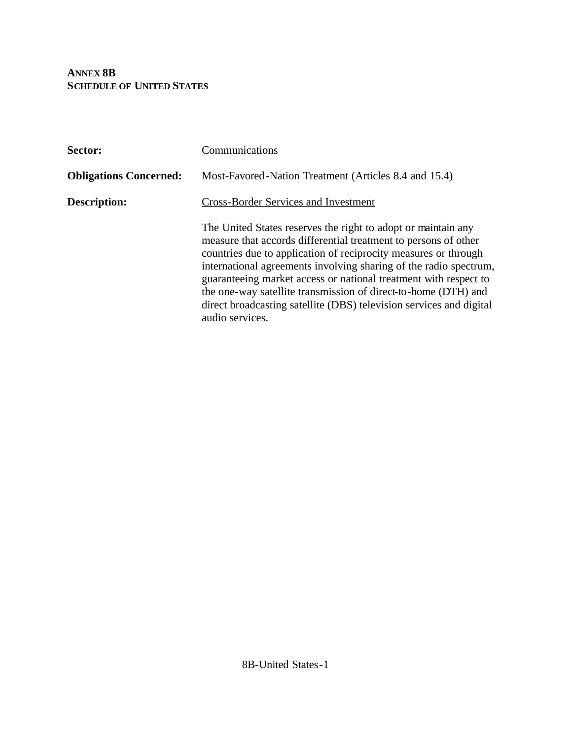**ANNEX 8B**
**SCHEDULE OF UNITED STATES**

**Sector:** Communications

**Obligations Concerned:** Most-Favored-Nation Treatment (Articles 8.4 and 15.4)

**Description:** Cross-Border Services and Investment

The United States reserves the right to adopt or maintain any measure that accords differential treatment to persons of other countries due to application of reciprocity measures or through international agreements involving sharing of the radio spectrum, guaranteeing market access or national treatment with respect to the one-way satellite transmission of direct-to-home (DTH) and direct broadcasting satellite (DBS) television services and digital audio services.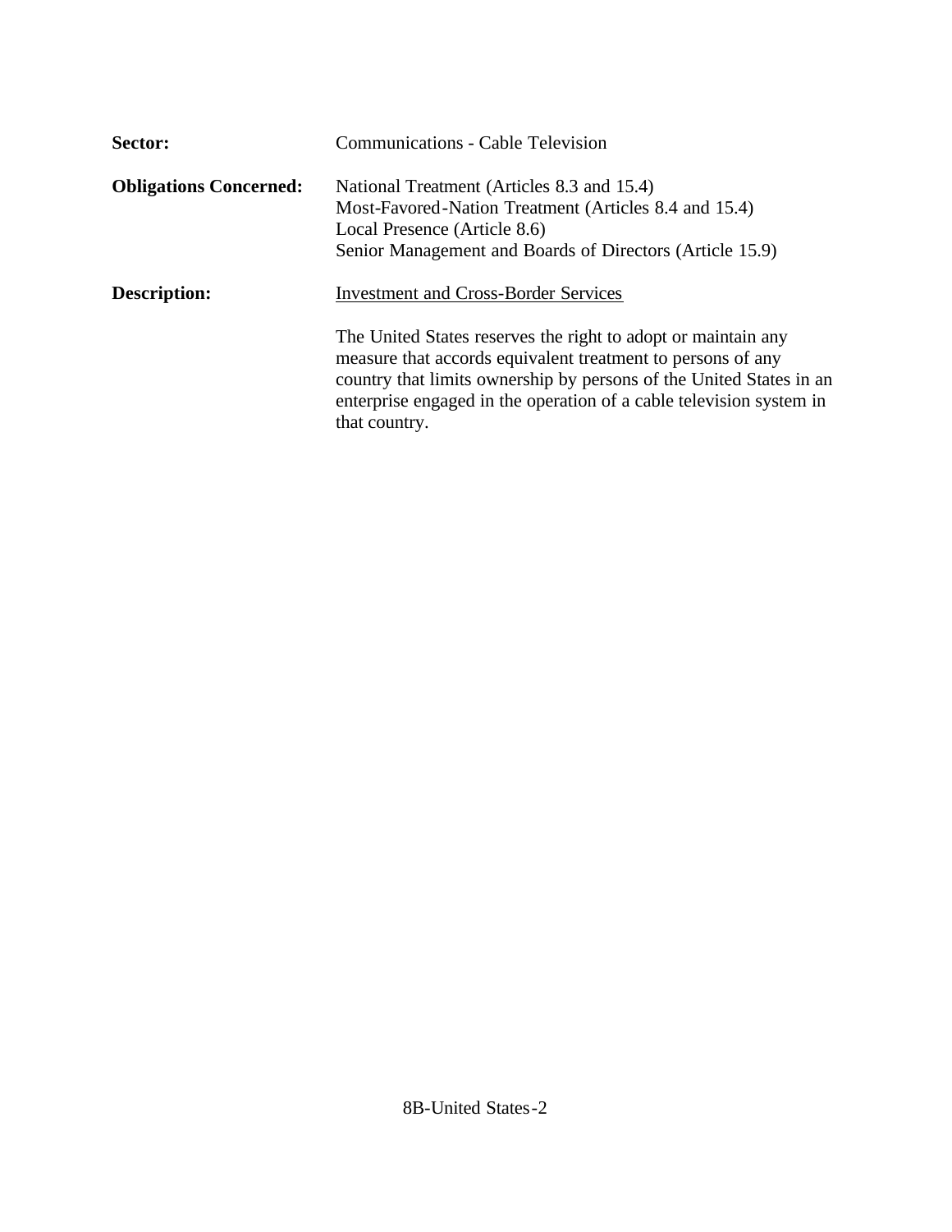**Sector:** Communications - Cable Television

**Obligations Concerned:** National Treatment (Articles 8.3 and 15.4)
Most-Favored-Nation Treatment (Articles 8.4 and 15.4)
Local Presence (Article 8.6)
Senior Management and Boards of Directors (Article 15.9)

**Description:** <u>Investment and Cross-Border Services</u>

The United States reserves the right to adopt or maintain any measure that accords equivalent treatment to persons of any country that limits ownership by persons of the United States in an enterprise engaged in the operation of a cable television system in that country.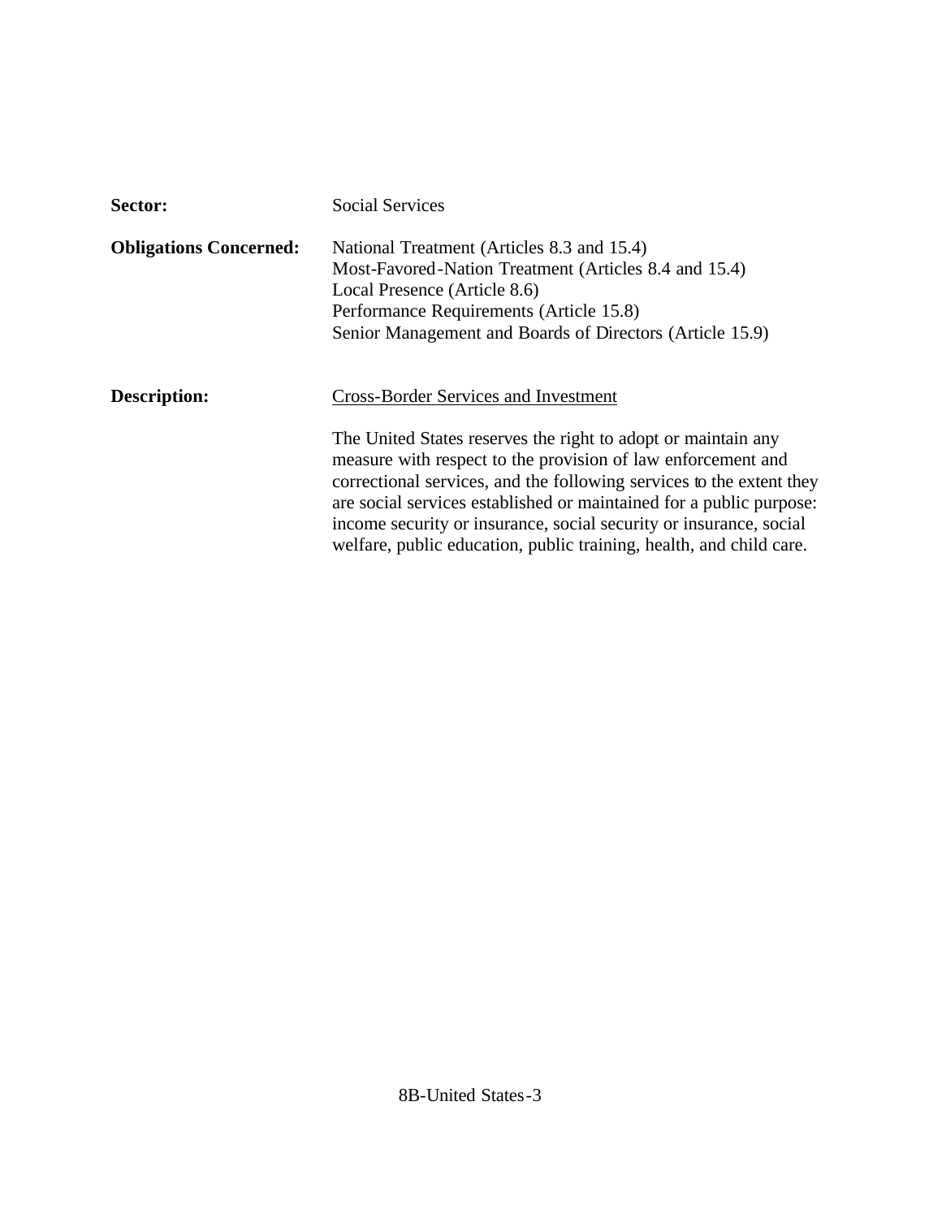**Sector:** Social Services

**Obligations Concerned:** National Treatment (Articles 8.3 and 15.4)
Most-Favored-Nation Treatment (Articles 8.4 and 15.4)
Local Presence (Article 8.6)
Performance Requirements (Article 15.8)
Senior Management and Boards of Directors (Article 15.9)

**Description:** Cross-Border Services and Investment

The United States reserves the right to adopt or maintain any measure with respect to the provision of law enforcement and correctional services, and the following services to the extent they are social services established or maintained for a public purpose: income security or insurance, social security or insurance, social welfare, public education, public training, health, and child care.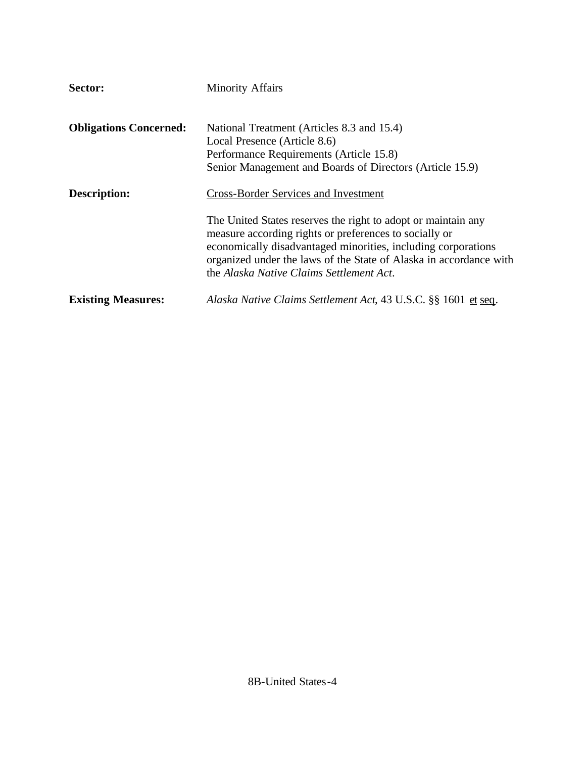**Sector:** Minority Affairs

**Obligations Concerned:** National Treatment (Articles 8.3 and 15.4)
Local Presence (Article 8.6)
Performance Requirements (Article 15.8)
Senior Management and Boards of Directors (Article 15.9)

**Description:** <u>Cross-Border Services and Investment</u>

The United States reserves the right to adopt or maintain any measure according rights or preferences to socially or economically disadvantaged minorities, including corporations organized under the laws of the State of Alaska in accordance with the *Alaska Native Claims Settlement Act*.

**Existing Measures:** *Alaska Native Claims Settlement Act*, 43 U.S.C. §§ 1601 <u>et seq</u>.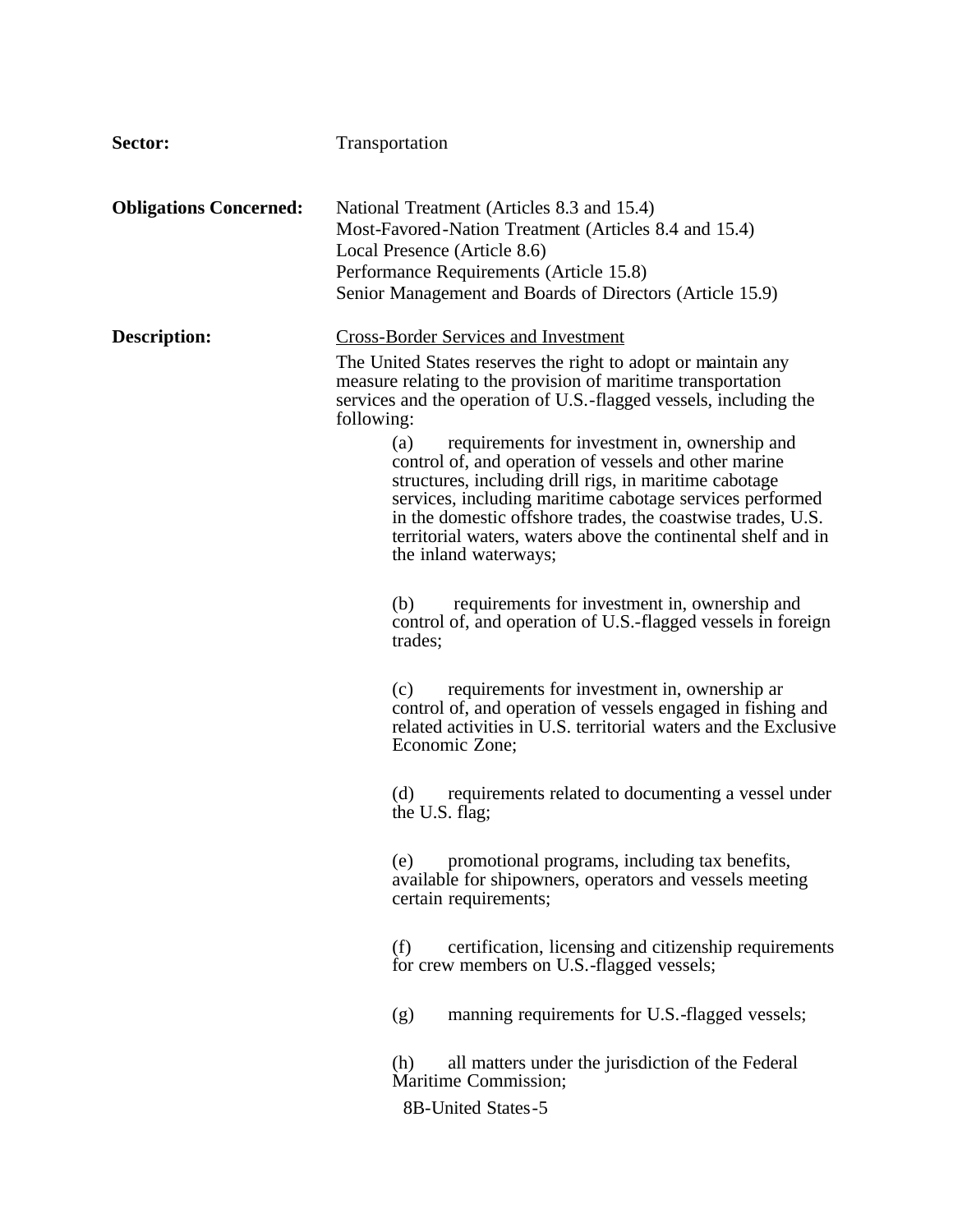**Sector:** Transportation

**Obligations Concerned:** National Treatment (Articles 8.3 and 15.4)
Most-Favored-Nation Treatment (Articles 8.4 and 15.4)
Local Presence (Article 8.6)
Performance Requirements (Article 15.8)
Senior Management and Boards of Directors (Article 15.9)

**Description:** Cross-Border Services and Investment

The United States reserves the right to adopt or maintain any measure relating to the provision of maritime transportation services and the operation of U.S.-flagged vessels, including the following:

(a) requirements for investment in, ownership and control of, and operation of vessels and other marine structures, including drill rigs, in maritime cabotage services, including maritime cabotage services performed in the domestic offshore trades, the coastwise trades, U.S. territorial waters, waters above the continental shelf and in the inland waterways;

(b) requirements for investment in, ownership and control of, and operation of U.S.-flagged vessels in foreign trades;

(c) requirements for investment in, ownership ar control of, and operation of vessels engaged in fishing and related activities in U.S. territorial waters and the Exclusive Economic Zone;

(d) requirements related to documenting a vessel under the U.S. flag;

(e) promotional programs, including tax benefits, available for shipowners, operators and vessels meeting certain requirements;

(f) certification, licensing and citizenship requirements for crew members on U.S.-flagged vessels;

(g) manning requirements for U.S.-flagged vessels;

(h) all matters under the jurisdiction of the Federal Maritime Commission;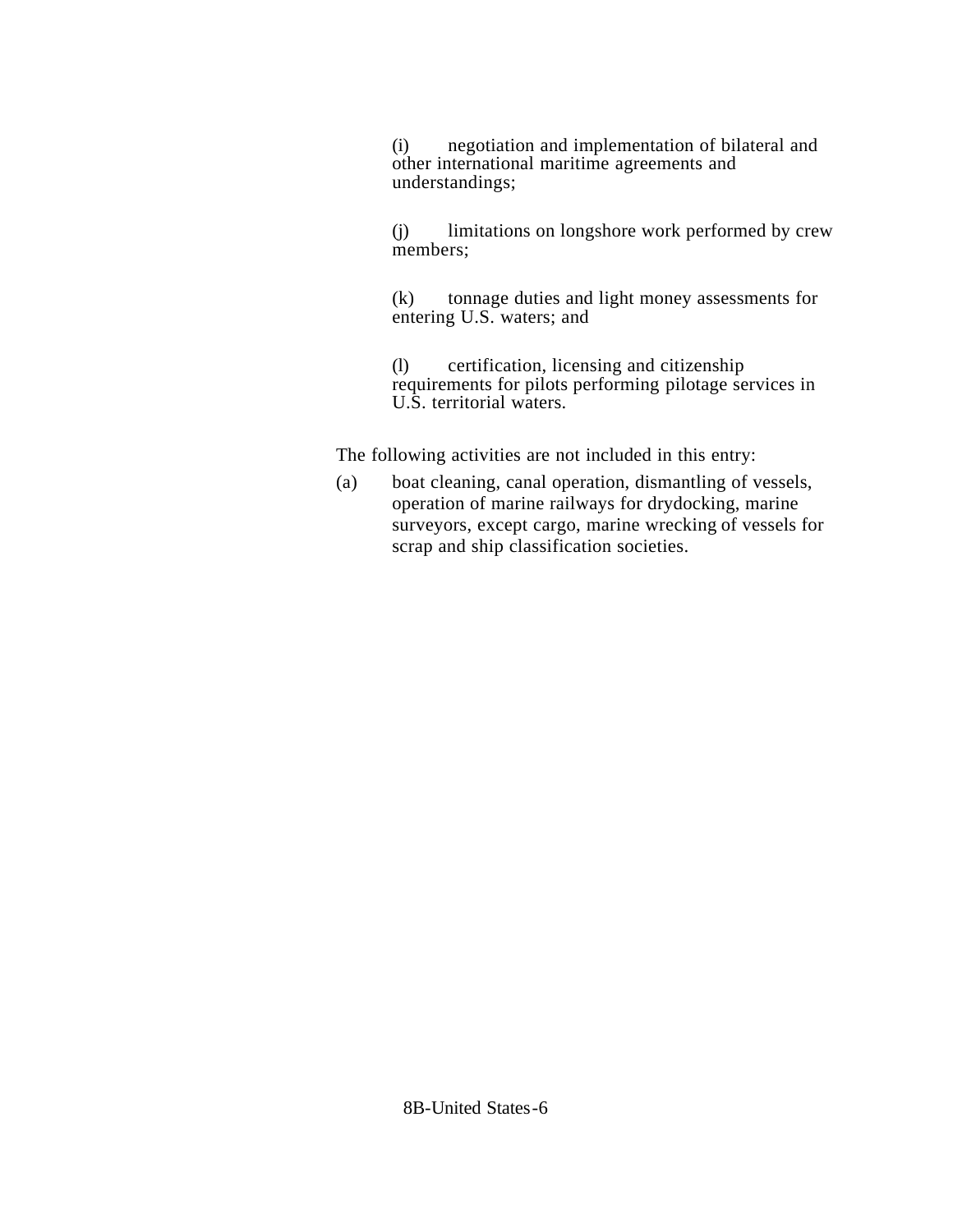(i) negotiation and implementation of bilateral and other international maritime agreements and understandings;

(j) limitations on longshore work performed by crew members;

(k) tonnage duties and light money assessments for entering U.S. waters; and

(l) certification, licensing and citizenship requirements for pilots performing pilotage services in U.S. territorial waters.

The following activities are not included in this entry:

(a) boat cleaning, canal operation, dismantling of vessels, operation of marine railways for drydocking, marine surveyors, except cargo, marine wrecking of vessels for scrap and ship classification societies.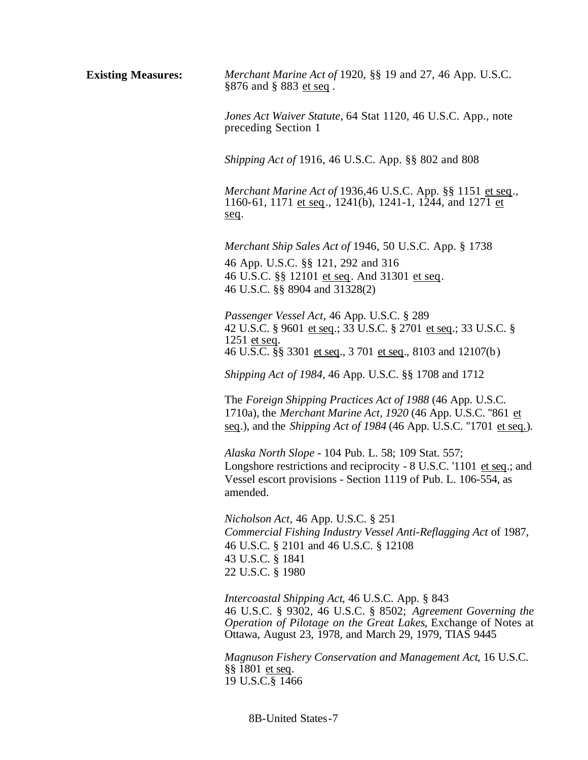**Existing Measures:**

*Merchant Marine Act of* 1920, §§ 19 and 27, 46 App. U.S.C. §876 and § 883 et seq .

*Jones Act Waiver Statute*, 64 Stat 1120, 46 U.S.C. App., note preceding Section 1

*Shipping Act of* 1916, 46 U.S.C. App. §§ 802 and 808

*Merchant Marine Act of* 1936,46 U.S.C. App. §§ 1151 et seq., 1160-61, 1171 et seq., 1241(b), 1241-1, 1244, and 1271 et seq.

*Merchant Ship Sales Act of* 1946, 50 U.S.C. App. § 1738
46 App. U.S.C. §§ 121, 292 and 316
46 U.S.C. §§ 12101 et seq. And 31301 et seq.
46 U.S.C. §§ 8904 and 31328(2)

*Passenger Vessel Act*, 46 App. U.S.C. § 289
42 U.S.C. § 9601 et seq.; 33 U.S.C. § 2701 et seq.; 33 U.S.C. § 1251 et seq.
46 U.S.C. §§ 3301 et seq., 3 701 et seq., 8103 and 12107(b)

*Shipping Act of 1984*, 46 App. U.S.C. §§ 1708 and 1712

The *Foreign Shipping Practices Act of 1988* (46 App. U.S.C. 1710a), the *Merchant Marine Act, 1920* (46 App. U.S.C. "861 et seq.), and the *Shipping Act of 1984* (46 App. U.S.C. "1701 et seq.).

*Alaska North Slope* - 104 Pub. L. 58; 109 Stat. 557;
Longshore restrictions and reciprocity - 8 U.S.C. '1101 et seq.; and Vessel escort provisions - Section 1119 of Pub. L. 106-554, as amended.

*Nicholson Act*, 46 App. U.S.C. § 251
*Commercial Fishing Industry Vessel Anti-Reflagging Act* of 1987, 46 U.S.C. § 2101 and 46 U.S.C. § 12108
43 U.S.C. § 1841
22 U.S.C. § 1980

*Intercoastal Shipping Act*, 46 U.S.C. App. § 843
46 U.S.C. § 9302, 46 U.S.C. § 8502; *Agreement Governing the Operation of Pilotage on the Great Lakes*, Exchange of Notes at Ottawa, August 23, 1978, and March 29, 1979, TIAS 9445

*Magnuson Fishery Conservation and Management Act*, 16 U.S.C. §§ 1801 et seq.
19 U.S.C.§ 1466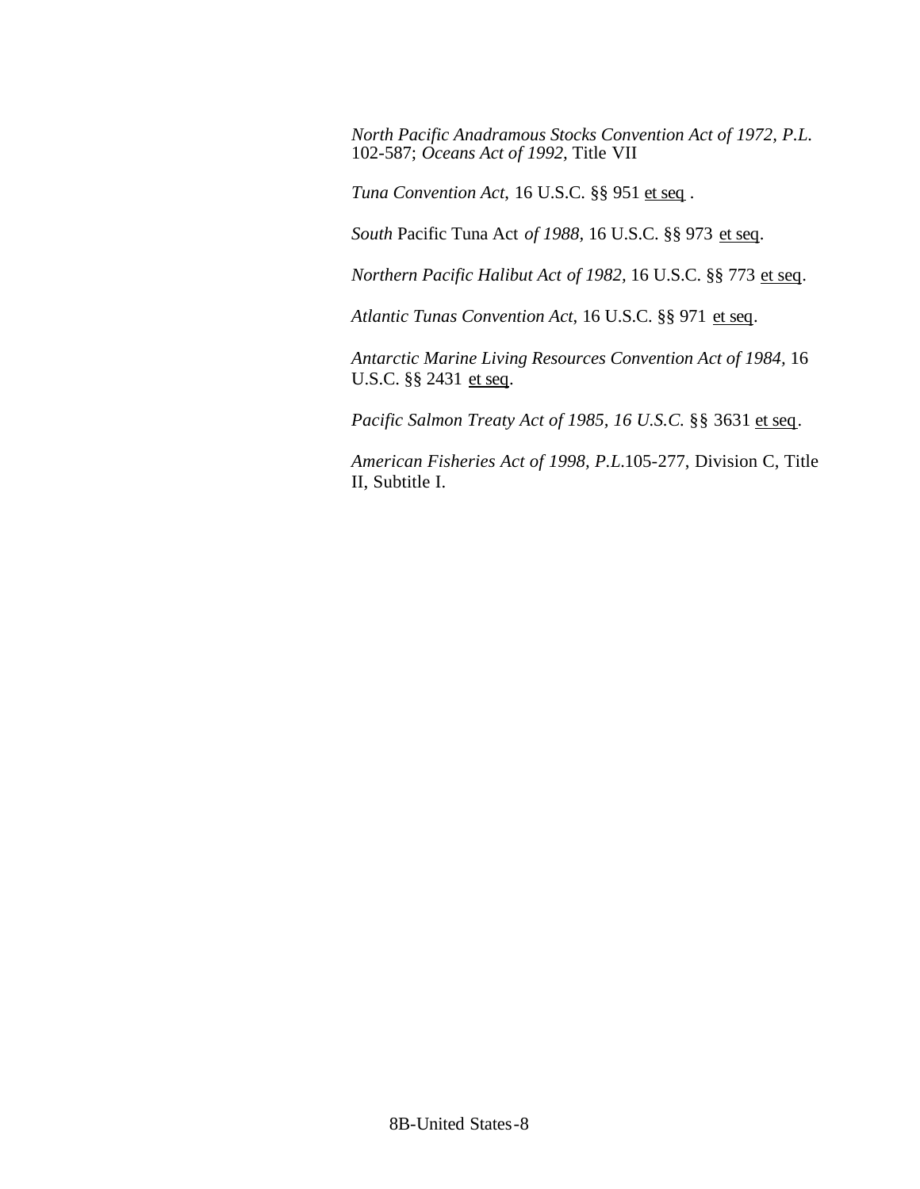*North Pacific Anadramous Stocks Convention Act of 1972, P.L.* 102-587; *Oceans Act of 1992*, Title VII

*Tuna Convention Act*, 16 U.S.C. §§ 951 <u>et seq</u> .

*South* Pacific Tuna Act *of 1988*, 16 U.S.C. §§ 973 <u>et seq</u>.

*Northern Pacific Halibut Act of 1982*, 16 U.S.C. §§ 773 <u>et seq</u>.

*Atlantic Tunas Convention Act*, 16 U.S.C. §§ 971 <u>et seq</u>.

*Antarctic Marine Living Resources Convention Act of 1984*, 16 U.S.C. §§ 2431 <u>et seq</u>.

*Pacific Salmon Treaty Act of 1985, 16 U.S.C.* §§ 3631 <u>et seq</u>.

*American Fisheries Act of 1998, P.L.*105-277, Division C, Title II, Subtitle I.